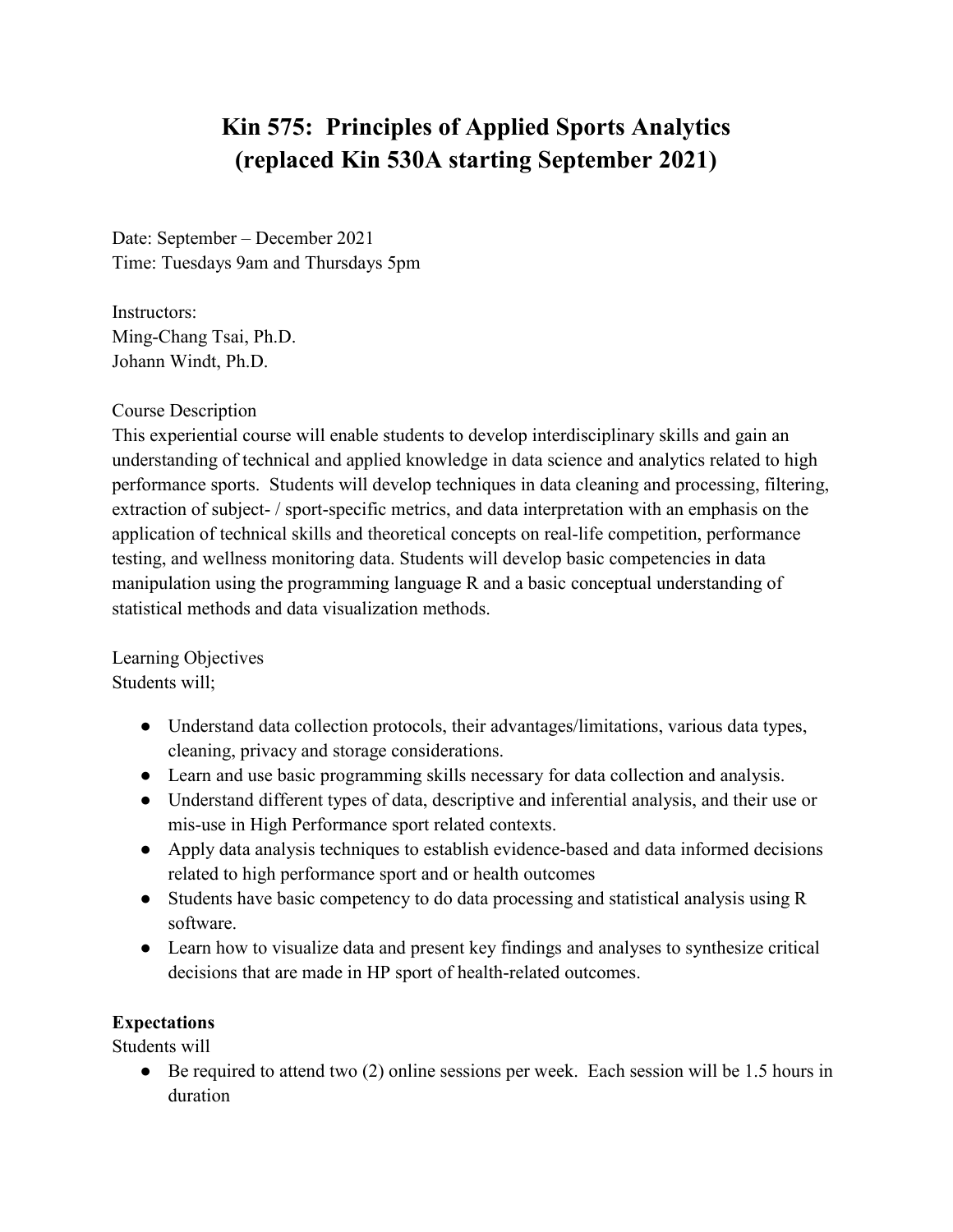# Kin 575: Principles of Applied Sports Analytics (replaced Kin 530A starting September 2021)

Date: September – December 2021
Time: Tuesdays 9am and Thursdays 5pm

Instructors:
Ming-Chang Tsai, Ph.D.
Johann Windt, Ph.D.

Course Description

This experiential course will enable students to develop interdisciplinary skills and gain an understanding of technical and applied knowledge in data science and analytics related to high performance sports. Students will develop techniques in data cleaning and processing, filtering, extraction of subject- / sport-specific metrics, and data interpretation with an emphasis on the application of technical skills and theoretical concepts on real-life competition, performance testing, and wellness monitoring data. Students will develop basic competencies in data manipulation using the programming language R and a basic conceptual understanding of statistical methods and data visualization methods.

Learning Objectives

Students will;

- Understand data collection protocols, their advantages/limitations, various data types, cleaning, privacy and storage considerations.
- Learn and use basic programming skills necessary for data collection and analysis.
- Understand different types of data, descriptive and inferential analysis, and their use or mis-use in High Performance sport related contexts.
- Apply data analysis techniques to establish evidence-based and data informed decisions related to high performance sport and or health outcomes
- Students have basic competency to do data processing and statistical analysis using R software.
- Learn how to visualize data and present key findings and analyses to synthesize critical decisions that are made in HP sport of health-related outcomes.

**Expectations**

Students will

- Be required to attend two (2) online sessions per week. Each session will be 1.5 hours in duration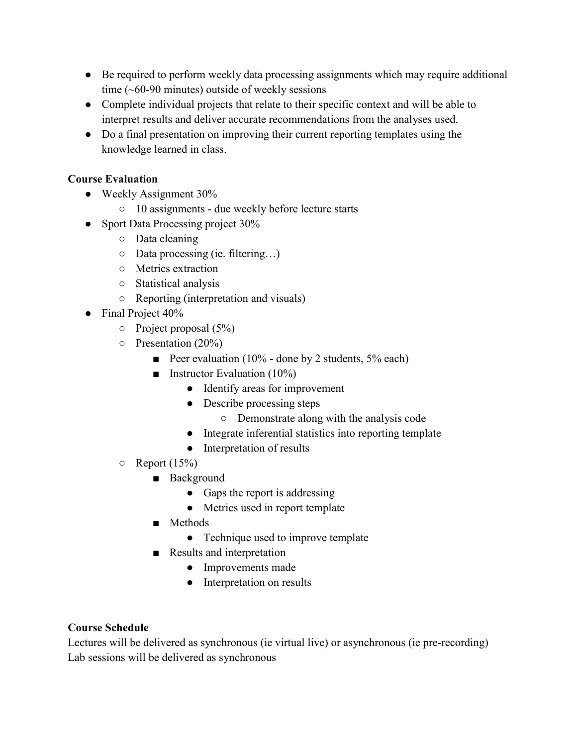- Be required to perform weekly data processing assignments which may require additional time (~60-90 minutes) outside of weekly sessions
- Complete individual projects that relate to their specific context and will be able to interpret results and deliver accurate recommendations from the analyses used.
- Do a final presentation on improving their current reporting templates using the knowledge learned in class.

**Course Evaluation**

- Weekly Assignment 30%
  - 10 assignments - due weekly before lecture starts
- Sport Data Processing project 30%
  - Data cleaning
  - Data processing (ie. filtering…)
  - Metrics extraction
  - Statistical analysis
  - Reporting (interpretation and visuals)
- Final Project 40%
  - Project proposal (5%)
  - Presentation (20%)
    - Peer evaluation (10% - done by 2 students, 5% each)
    - Instructor Evaluation (10%)
      - Identify areas for improvement
      - Describe processing steps
        - Demonstrate along with the analysis code
      - Integrate inferential statistics into reporting template
      - Interpretation of results
  - Report (15%)
    - Background
      - Gaps the report is addressing
      - Metrics used in report template
    - Methods
      - Technique used to improve template
    - Results and interpretation
      - Improvements made
      - Interpretation on results

**Course Schedule**

Lectures will be delivered as synchronous (ie virtual live) or asynchronous (ie pre-recording)
Lab sessions will be delivered as synchronous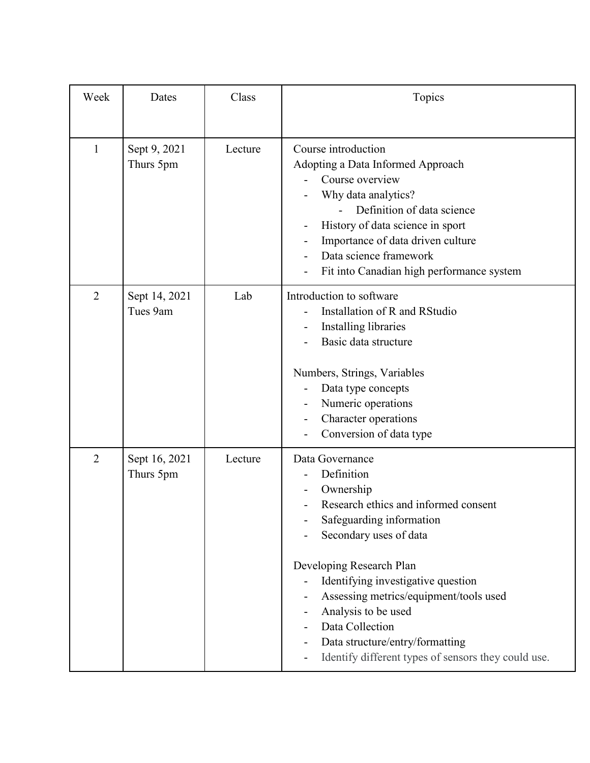| Week | Dates | Class | Topics |
|---|---|---|---|
| 1 | Sept 9, 2021<br>Thurs 5pm | Lecture | Course introduction<br>Adopting a Data Informed Approach<br>- Course overview<br>- Why data analytics?<br>&nbsp;&nbsp;&nbsp;&nbsp;- Definition of data science<br>- History of data science in sport<br>- Importance of data driven culture<br>- Data science framework<br>- Fit into Canadian high performance system |
| 2 | Sept 14, 2021<br>Tues 9am | Lab | Introduction to software<br>- Installation of R and RStudio<br>- Installing libraries<br>- Basic data structure<br><br>Numbers, Strings, Variables<br>- Data type concepts<br>- Numeric operations<br>- Character operations<br>- Conversion of data type |
| 2 | Sept 16, 2021<br>Thurs 5pm | Lecture | Data Governance<br>- Definition<br>- Ownership<br>- Research ethics and informed consent<br>- Safeguarding information<br>- Secondary uses of data<br><br>Developing Research Plan<br>- Identifying investigative question<br>- Assessing metrics/equipment/tools used<br>- Analysis to be used<br>- Data Collection<br>- Data structure/entry/formatting<br>- Identify different types of sensors they could use. |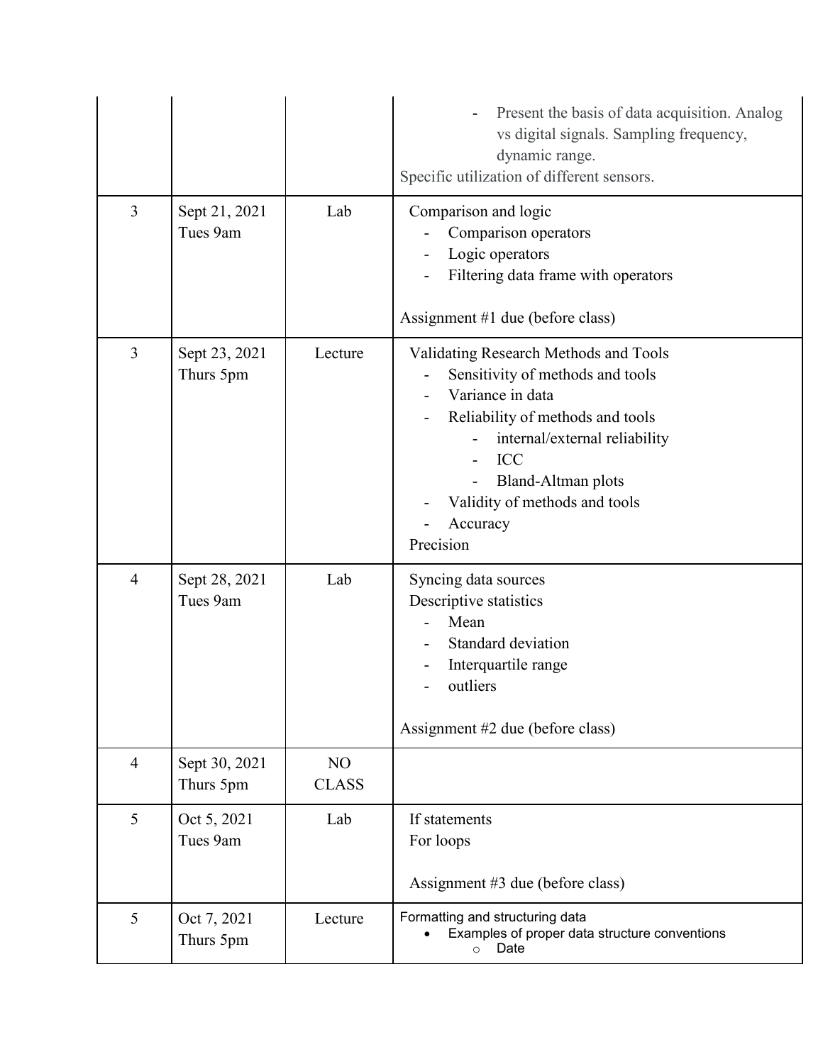| | | | |
|---|---|---|---|
| | | | - Present the basis of data acquisition. Analog vs digital signals. Sampling frequency, dynamic range.<br>Specific utilization of different sensors. |
| 3 | Sept 21, 2021<br>Tues 9am | Lab | Comparison and logic<br>- Comparison operators<br>- Logic operators<br>- Filtering data frame with operators<br><br>Assignment #1 due (before class) |
| 3 | Sept 23, 2021<br>Thurs 5pm | Lecture | Validating Research Methods and Tools<br>- Sensitivity of methods and tools<br>- Variance in data<br>- Reliability of methods and tools<br>&nbsp;&nbsp;&nbsp;&nbsp;- internal/external reliability<br>&nbsp;&nbsp;&nbsp;&nbsp;- ICC<br>&nbsp;&nbsp;&nbsp;&nbsp;- Bland-Altman plots<br>- Validity of methods and tools<br>- Accuracy<br>Precision |
| 4 | Sept 28, 2021<br>Tues 9am | Lab | Syncing data sources<br>Descriptive statistics<br>- Mean<br>- Standard deviation<br>- Interquartile range<br>- outliers<br><br>Assignment #2 due (before class) |
| 4 | Sept 30, 2021<br>Thurs 5pm | NO CLASS | |
| 5 | Oct 5, 2021<br>Tues 9am | Lab | If statements<br>For loops<br><br>Assignment #3 due (before class) |
| 5 | Oct 7, 2021<br>Thurs 5pm | Lecture | Formatting and structuring data<br>• Examples of proper data structure conventions<br>&nbsp;&nbsp;&nbsp;&nbsp;○ Date |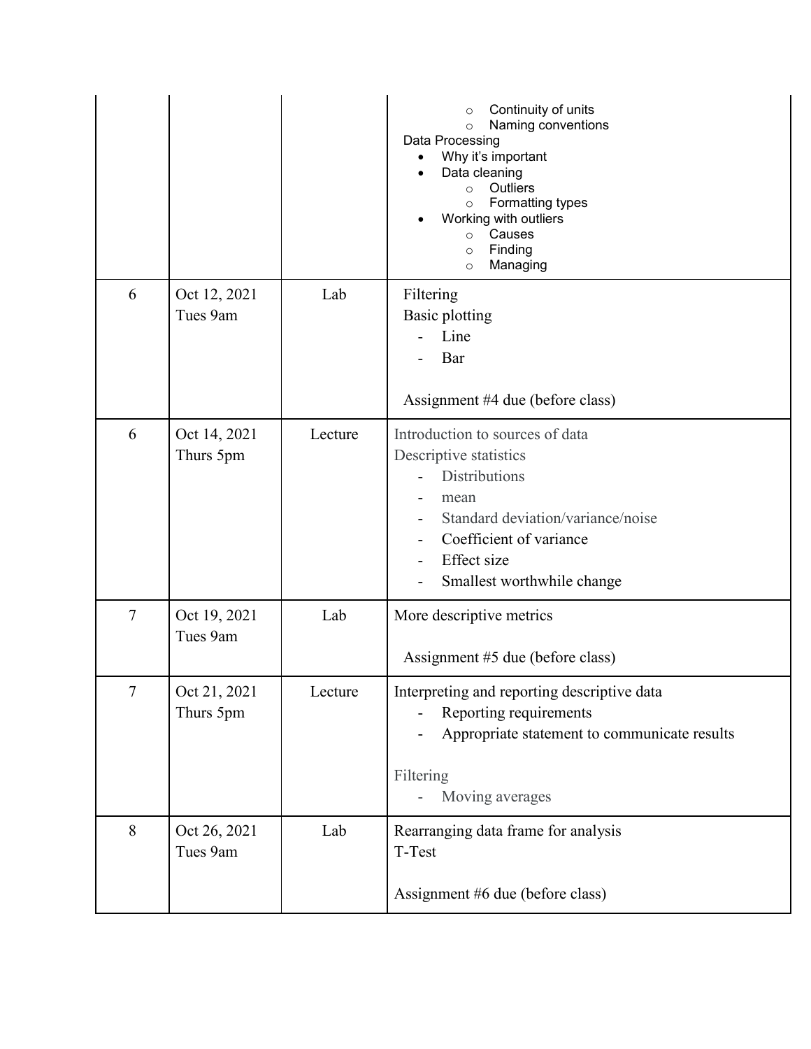| | | | |
|---|---|---|---|
| | | | ○ Continuity of units<br>○ Naming conventions<br>Data Processing<br>• Why it's important<br>• Data cleaning<br>○ Outliers<br>○ Formatting types<br>• Working with outliers<br>○ Causes<br>○ Finding<br>○ Managing |
| 6 | Oct 12, 2021<br>Tues 9am | Lab | Filtering<br>Basic plotting<br>- Line<br>- Bar<br><br>Assignment #4 due (before class) |
| 6 | Oct 14, 2021<br>Thurs 5pm | Lecture | Introduction to sources of data<br>Descriptive statistics<br>- Distributions<br>- mean<br>- Standard deviation/variance/noise<br>- Coefficient of variance<br>- Effect size<br>- Smallest worthwhile change |
| 7 | Oct 19, 2021<br>Tues 9am | Lab | More descriptive metrics<br><br>Assignment #5 due (before class) |
| 7 | Oct 21, 2021<br>Thurs 5pm | Lecture | Interpreting and reporting descriptive data<br>- Reporting requirements<br>- Appropriate statement to communicate results<br><br>Filtering<br>- Moving averages |
| 8 | Oct 26, 2021<br>Tues 9am | Lab | Rearranging data frame for analysis<br>T-Test<br><br>Assignment #6 due (before class) |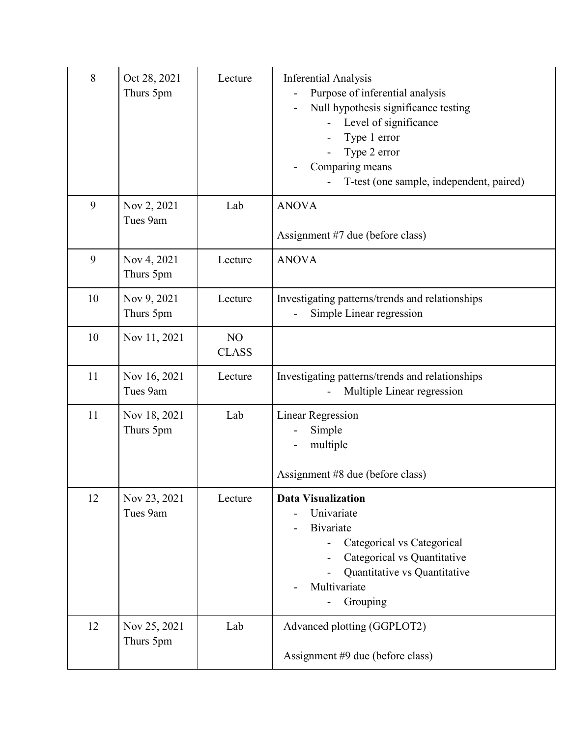| | | | |
|---|---|---|---|
| 8 | Oct 28, 2021<br>Thurs 5pm | Lecture | Inferential Analysis<br>- Purpose of inferential analysis<br>- Null hypothesis significance testing<br>&nbsp;&nbsp;&nbsp;&nbsp;- Level of significance<br>&nbsp;&nbsp;&nbsp;&nbsp;- Type 1 error<br>&nbsp;&nbsp;&nbsp;&nbsp;- Type 2 error<br>- Comparing means<br>&nbsp;&nbsp;&nbsp;&nbsp;- T-test (one sample, independent, paired) |
| 9 | Nov 2, 2021<br>Tues 9am | Lab | ANOVA<br><br>Assignment #7 due (before class) |
| 9 | Nov 4, 2021<br>Thurs 5pm | Lecture | ANOVA |
| 10 | Nov 9, 2021<br>Thurs 5pm | Lecture | Investigating patterns/trends and relationships<br>- Simple Linear regression |
| 10 | Nov 11, 2021 | NO CLASS | |
| 11 | Nov 16, 2021<br>Tues 9am | Lecture | Investigating patterns/trends and relationships<br>&nbsp;&nbsp;&nbsp;&nbsp;- Multiple Linear regression |
| 11 | Nov 18, 2021<br>Thurs 5pm | Lab | Linear Regression<br>- Simple<br>- multiple<br><br>Assignment #8 due (before class) |
| 12 | Nov 23, 2021<br>Tues 9am | Lecture | **Data Visualization**<br>- Univariate<br>- Bivariate<br>&nbsp;&nbsp;&nbsp;&nbsp;- Categorical vs Categorical<br>&nbsp;&nbsp;&nbsp;&nbsp;- Categorical vs Quantitative<br>&nbsp;&nbsp;&nbsp;&nbsp;- Quantitative vs Quantitative<br>- Multivariate<br>&nbsp;&nbsp;&nbsp;&nbsp;- Grouping |
| 12 | Nov 25, 2021<br>Thurs 5pm | Lab | Advanced plotting (GGPLOT2)<br><br>Assignment #9 due (before class) |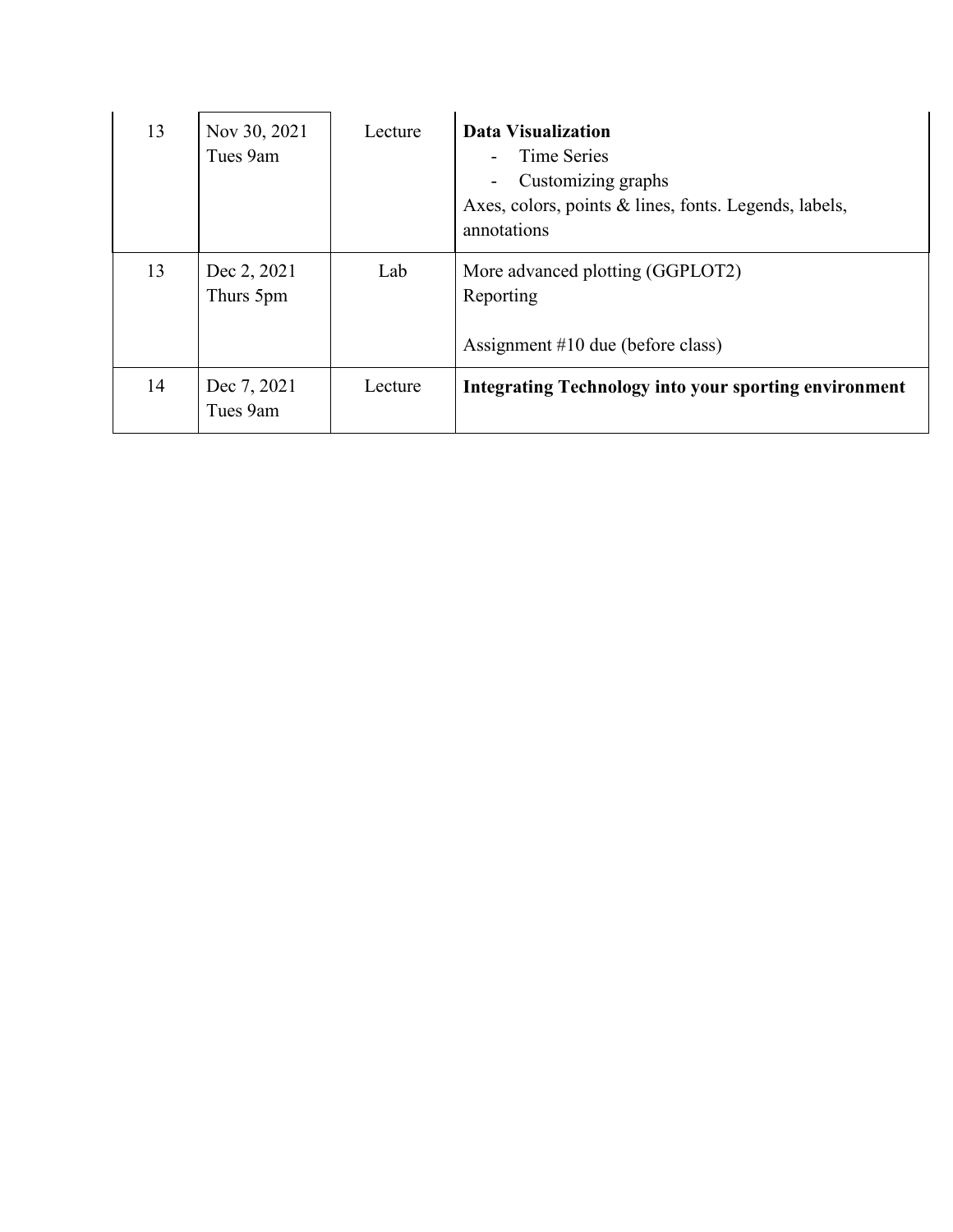| | | | |
|---|---|---|---|
| 13 | Nov 30, 2021<br>Tues 9am | Lecture | **Data Visualization**<br>- Time Series<br>- Customizing graphs<br>Axes, colors, points & lines, fonts. Legends, labels, annotations |
| 13 | Dec 2, 2021<br>Thurs 5pm | Lab | More advanced plotting (GGPLOT2)<br>Reporting<br><br>Assignment #10 due (before class) |
| 14 | Dec 7, 2021<br>Tues 9am | Lecture | **Integrating Technology into your sporting environment** |